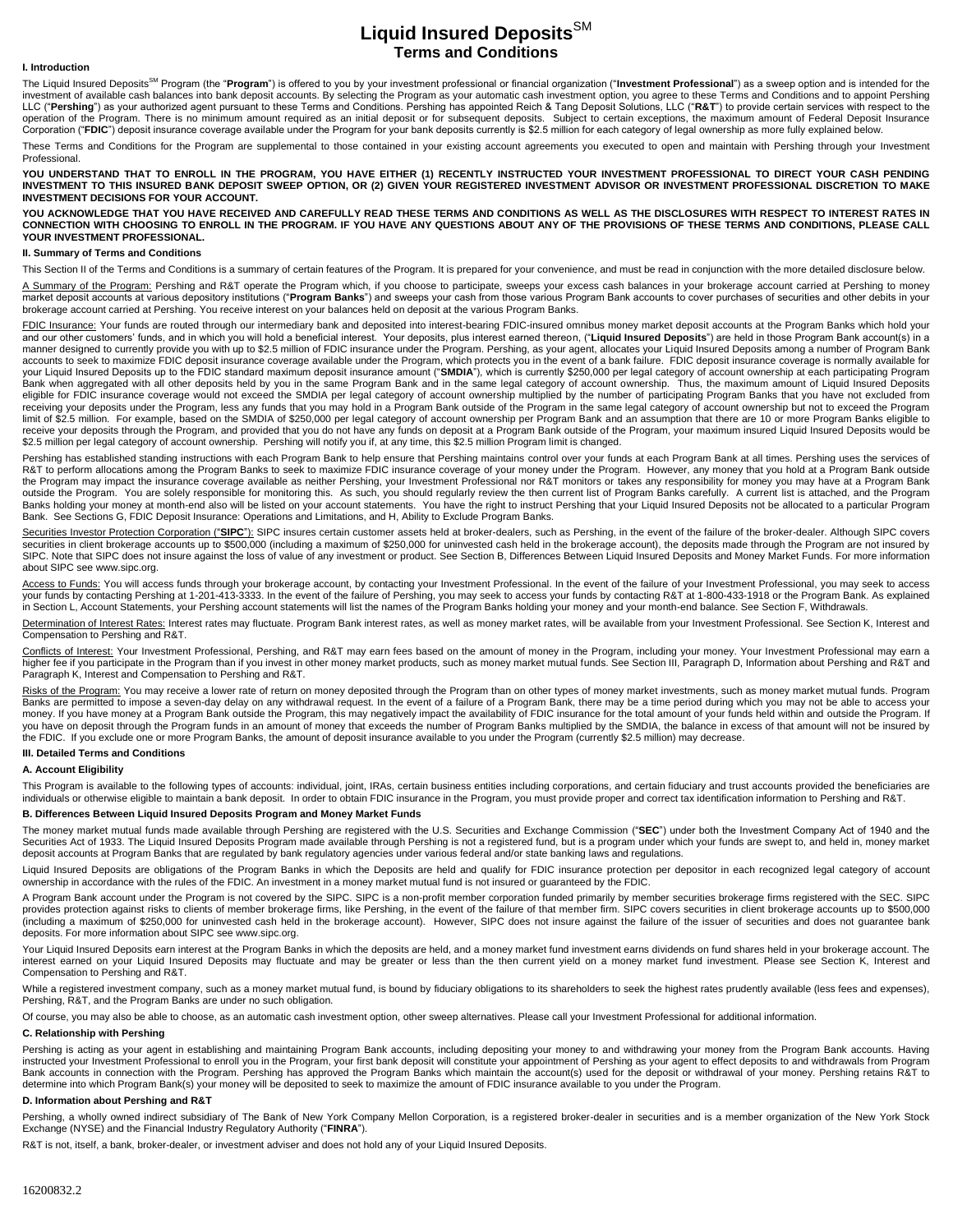# Liquid Insured Deposits[SM]
## Terms and Conditions

### I. Introduction

The Liquid Insured Deposits[SM] Program (the "**Program**") is offered to you by your investment professional or financial organization ("**Investment Professional**") as a sweep option and is intended for the investment of available cash balances into bank deposit accounts. By selecting the Program as your automatic cash investment option, you agree to these Terms and Conditions and to appoint Pershing LLC ("**Pershing**") as your authorized agent pursuant to these Terms and Conditions. Pershing has appointed Reich & Tang Deposit Solutions, LLC ("**R&T**") to provide certain services with respect to the operation of the Program. There is no minimum amount required as an initial deposit or for subsequent deposits. Subject to certain exceptions, the maximum amount of Federal Deposit Insurance Corporation ("**FDIC**") deposit insurance coverage available under the Program for your bank deposits currently is $2.5 million for each category of legal ownership as more fully explained below.

These Terms and Conditions for the Program are supplemental to those contained in your existing account agreements you executed to open and maintain with Pershing through your Investment Professional.

**YOU UNDERSTAND THAT TO ENROLL IN THE PROGRAM, YOU HAVE EITHER (1) RECENTLY INSTRUCTED YOUR INVESTMENT PROFESSIONAL TO DIRECT YOUR CASH PENDING INVESTMENT TO THIS INSURED BANK DEPOSIT SWEEP OPTION, OR (2) GIVEN YOUR REGISTERED INVESTMENT ADVISOR OR INVESTMENT PROFESSIONAL DISCRETION TO MAKE INVESTMENT DECISIONS FOR YOUR ACCOUNT.**

**YOU ACKNOWLEDGE THAT YOU HAVE RECEIVED AND CAREFULLY READ THESE TERMS AND CONDITIONS AS WELL AS THE DISCLOSURES WITH RESPECT TO INTEREST RATES IN CONNECTION WITH CHOOSING TO ENROLL IN THE PROGRAM. IF YOU HAVE ANY QUESTIONS ABOUT ANY OF THE PROVISIONS OF THESE TERMS AND CONDITIONS, PLEASE CALL YOUR INVESTMENT PROFESSIONAL.**

### II. Summary of Terms and Conditions

This Section II of the Terms and Conditions is a summary of certain features of the Program. It is prepared for your convenience, and must be read in conjunction with the more detailed disclosure below.

A Summary of the Program: Pershing and R&T operate the Program which, if you choose to participate, sweeps your excess cash balances in your brokerage account carried at Pershing to money market deposit accounts at various depository institutions ("**Program Banks**") and sweeps your cash from those various Program Bank accounts to cover purchases of securities and other debits in your brokerage account carried at Pershing. You receive interest on your balances held on deposit at the various Program Banks.

FDIC Insurance: Your funds are routed through our intermediary bank and deposited into interest-bearing FDIC-insured omnibus money market deposit accounts at the Program Banks which hold your and our other customers' funds, and in which you will hold a beneficial interest. Your deposits, plus interest earned thereon, ("**Liquid Insured Deposits**") are held in those Program Bank account(s) in a manner designed to currently provide you with up to $2.5 million of FDIC insurance under the Program. Pershing, as your agent, allocates your Liquid Insured Deposits among a number of Program Bank accounts to seek to maximize FDIC deposit insurance coverage available under the Program, which protects you in the event of a bank failure. FDIC deposit insurance coverage is normally available for your Liquid Insured Deposits up to the FDIC standard maximum deposit insurance amount ("**SMDIA**"), which is currently $250,000 per legal category of account ownership at each participating Program Bank when aggregated with all other deposits held by you in the same Program Bank and in the same legal category of account ownership. Thus, the maximum amount of Liquid Insured Deposits eligible for FDIC insurance coverage would not exceed the SMDIA per legal category of account ownership multiplied by the number of participating Program Banks that you have not excluded from receiving your deposits under the Program, less any funds that you may hold in a Program Bank outside of the Program in the same legal category of account ownership but not to exceed the Program limit of $2.5 million. For example, based on the SMDIA of $250,000 per legal category of account ownership per Program Bank and an assumption that there are 10 or more Program Banks eligible to receive your deposits through the Program, and provided that you do not have any funds on deposit at a Program Bank outside of the Program, your maximum insured Liquid Insured Deposits would be $2.5 million per legal category of account ownership. Pershing will notify you if, at any time, this $2.5 million Program limit is changed.

Pershing has established standing instructions with each Program Bank to help ensure that Pershing maintains control over your funds at each Program Bank at all times. Pershing uses the services of R&T to perform allocations among the Program Banks to seek to maximize FDIC insurance coverage of your money under the Program. However, any money that you hold at a Program Bank outside the Program may impact the insurance coverage available as neither Pershing, your Investment Professional nor R&T monitors or takes any responsibility for money you may have at a Program Bank outside the Program. You are solely responsible for monitoring this. As such, you should regularly review the then current list of Program Banks carefully. A current list is attached, and the Program Banks holding your money at month-end also will be listed on your account statements. You have the right to instruct Pershing that your Liquid Insured Deposits not be allocated to a particular Program Bank. See Sections G, FDIC Deposit Insurance: Operations and Limitations, and H, Ability to Exclude Program Banks.

Securities Investor Protection Corporation ("**SIPC**"): SIPC insures certain customer assets held at broker-dealers, such as Pershing, in the event of the failure of the broker-dealer. Although SIPC covers securities in client brokerage accounts up to $500,000 (including a maximum of $250,000 for uninvested cash held in the brokerage account), the deposits made through the Program are not insured by SIPC. Note that SIPC does not insure against the loss of value of any investment or product. See Section B, Differences Between Liquid Insured Deposits and Money Market Funds. For more information about SIPC see www.sipc.org.

Access to Funds: You will access funds through your brokerage account, by contacting your Investment Professional. In the event of the failure of your Investment Professional, you may seek to access your funds by contacting Pershing at 1-201-413-3333. In the event of the failure of Pershing, you may seek to access your funds by contacting R&T at 1-800-433-1918 or the Program Bank. As explained in Section L, Account Statements, your Pershing account statements will list the names of the Program Banks holding your money and your month-end balance. See Section F, Withdrawals.

Determination of Interest Rates: Interest rates may fluctuate. Program Bank interest rates, as well as money market rates, will be available from your Investment Professional. See Section K, Interest and Compensation to Pershing and R&T.

Conflicts of Interest: Your Investment Professional, Pershing, and R&T may earn fees based on the amount of money in the Program, including your money. Your Investment Professional may earn a higher fee if you participate in the Program than if you invest in other money market products, such as money market mutual funds. See Section III, Paragraph D, Information about Pershing and R&T and Paragraph K, Interest and Compensation to Pershing and R&T.

Risks of the Program: You may receive a lower rate of return on money deposited through the Program than on other types of money market investments, such as money market mutual funds. Program Banks are permitted to impose a seven-day delay on any withdrawal request. In the event of a failure of a Program Bank, there may be a time period during which you may not be able to access your money. If you have money at a Program Bank outside the Program, this may negatively impact the availability of FDIC insurance for the total amount of your funds held within and outside the Program. If you have on deposit through the Program funds in an amount of money that exceeds the number of Program Banks multiplied by the SMDIA, the balance in excess of that amount will not be insured by the FDIC. If you exclude one or more Program Banks, the amount of deposit insurance available to you under the Program (currently $2.5 million) may decrease.

### III. Detailed Terms and Conditions

#### A. Account Eligibility

This Program is available to the following types of accounts: individual, joint, IRAs, certain business entities including corporations, and certain fiduciary and trust accounts provided the beneficiaries are individuals or otherwise eligible to maintain a bank deposit. In order to obtain FDIC insurance in the Program, you must provide proper and correct tax identification information to Pershing and R&T.

#### B. Differences Between Liquid Insured Deposits Program and Money Market Funds

The money market mutual funds made available through Pershing are registered with the U.S. Securities and Exchange Commission ("**SEC**") under both the Investment Company Act of 1940 and the Securities Act of 1933. The Liquid Insured Deposits Program made available through Pershing is not a registered fund, but is a program under which your funds are swept to, and held in, money market deposit accounts at Program Banks that are regulated by bank regulatory agencies under various federal and/or state banking laws and regulations.

Liquid Insured Deposits are obligations of the Program Banks in which the Deposits are held and qualify for FDIC insurance protection per depositor in each recognized legal category of account ownership in accordance with the rules of the FDIC. An investment in a money market mutual fund is not insured or guaranteed by the FDIC.

A Program Bank account under the Program is not covered by the SIPC. SIPC is a non-profit member corporation funded primarily by member securities brokerage firms registered with the SEC. SIPC provides protection against risks to clients of member brokerage firms, like Pershing, in the event of the failure of that member firm. SIPC covers securities in client brokerage accounts up to $500,000 (including a maximum of $250,000 for uninvested cash held in the brokerage account). However, SIPC does not insure against the failure of the issuer of securities and does not guarantee bank deposits. For more information about SIPC see www.sipc.org.

Your Liquid Insured Deposits earn interest at the Program Banks in which the deposits are held, and a money market fund investment earns dividends on fund shares held in your brokerage account. The interest earned on your Liquid Insured Deposits may fluctuate and may be greater or less than the then current yield on a money market fund investment. Please see Section K, Interest and Compensation to Pershing and R&T.

While a registered investment company, such as a money market mutual fund, is bound by fiduciary obligations to its shareholders to seek the highest rates prudently available (less fees and expenses), Pershing, R&T, and the Program Banks are under no such obligation.

Of course, you may also be able to choose, as an automatic cash investment option, other sweep alternatives. Please call your Investment Professional for additional information.

#### C. Relationship with Pershing

Pershing is acting as your agent in establishing and maintaining Program Bank accounts, including depositing your money to and withdrawing your money from the Program Bank accounts. Having instructed your Investment Professional to enroll you in the Program, your first bank deposit will constitute your appointment of Pershing as your agent to effect deposits to and withdrawals from Program Bank accounts in connection with the Program. Pershing has approved the Program Banks which maintain the account(s) used for the deposit or withdrawal of your money. Pershing retains R&T to determine into which Program Bank(s) your money will be deposited to seek to maximize the amount of FDIC insurance available to you under the Program.

#### D. Information about Pershing and R&T

Pershing, a wholly owned indirect subsidiary of The Bank of New York Company Mellon Corporation, is a registered broker-dealer in securities and is a member organization of the New York Stock Exchange (NYSE) and the Financial Industry Regulatory Authority ("**FINRA**").

R&T is not, itself, a bank, broker-dealer, or investment adviser and does not hold any of your Liquid Insured Deposits.

16200832.2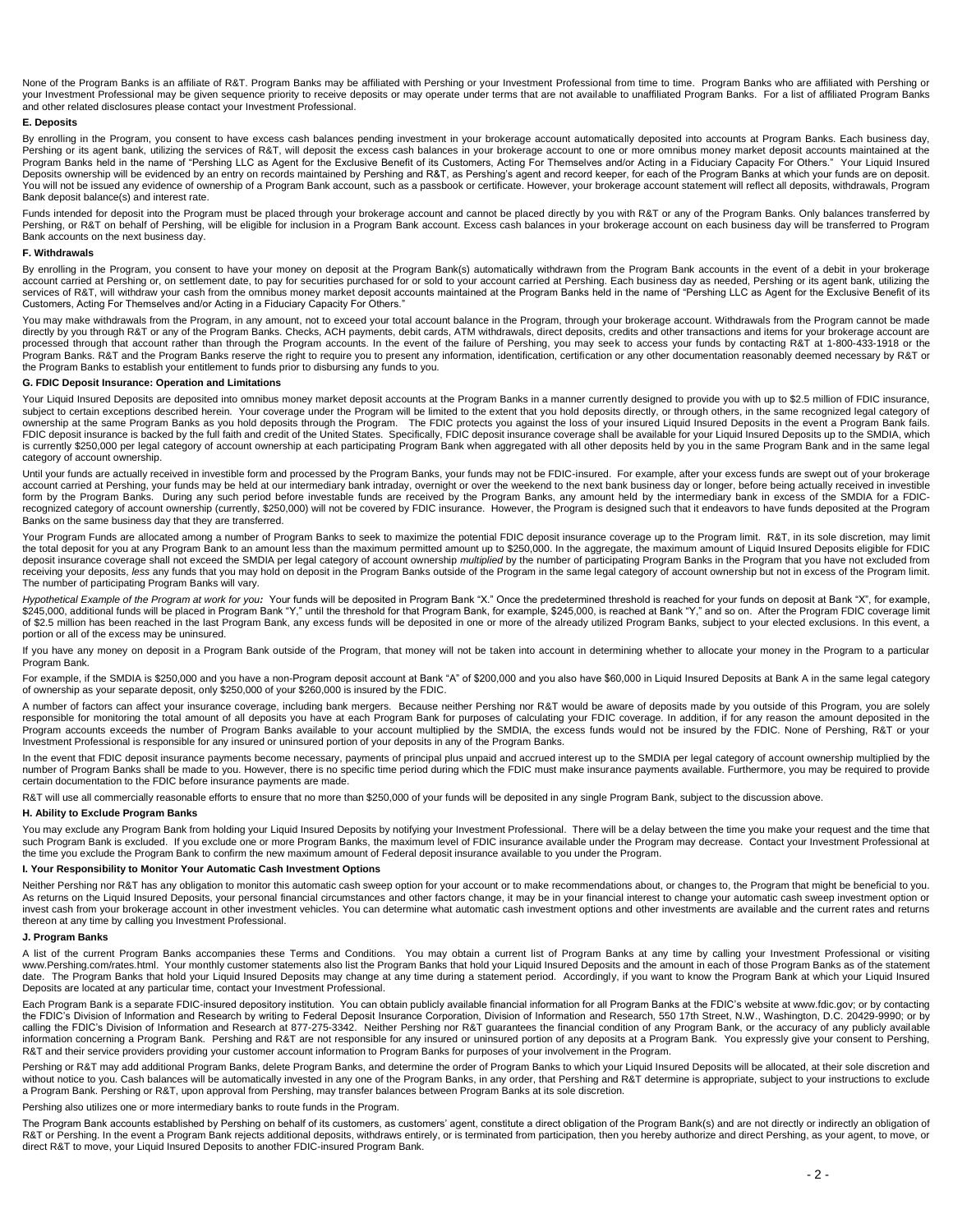None of the Program Banks is an affiliate of R&T. Program Banks may be affiliated with Pershing or your Investment Professional from time to time. Program Banks who are affiliated with Pershing or your Investment Professional may be given sequence priority to receive deposits or may operate under terms that are not available to unaffiliated Program Banks. For a list of affiliated Program Banks and other related disclosures please contact your Investment Professional.

**E. Deposits**

By enrolling in the Program, you consent to have excess cash balances pending investment in your brokerage account automatically deposited into accounts at Program Banks. Each business day, Pershing or its agent bank, utilizing the services of R&T, will deposit the excess cash balances in your brokerage account to one or more omnibus money market deposit accounts maintained at the Program Banks held in the name of "Pershing LLC as Agent for the Exclusive Benefit of its Customers, Acting For Themselves and/or Acting in a Fiduciary Capacity For Others." Your Liquid Insured Deposits ownership will be evidenced by an entry on records maintained by Pershing and R&T, as Pershing's agent and record keeper, for each of the Program Banks at which your funds are on deposit. You will not be issued any evidence of ownership of a Program Bank account, such as a passbook or certificate. However, your brokerage account statement will reflect all deposits, withdrawals, Program Bank deposit balance(s) and interest rate.

Funds intended for deposit into the Program must be placed through your brokerage account and cannot be placed directly by you with R&T or any of the Program Banks. Only balances transferred by Pershing, or R&T on behalf of Pershing, will be eligible for inclusion in a Program Bank account. Excess cash balances in your brokerage account on each business day will be transferred to Program Bank accounts on the next business day.

**F. Withdrawals**

By enrolling in the Program, you consent to have your money on deposit at the Program Bank(s) automatically withdrawn from the Program Bank accounts in the event of a debit in your brokerage account carried at Pershing or, on settlement date, to pay for securities purchased for or sold to your account carried at Pershing. Each business day as needed, Pershing or its agent bank, utilizing the services of R&T, will withdraw your cash from the omnibus money market deposit accounts maintained at the Program Banks held in the name of "Pershing LLC as Agent for the Exclusive Benefit of its Customers, Acting For Themselves and/or Acting in a Fiduciary Capacity For Others."

You may make withdrawals from the Program, in any amount, not to exceed your total account balance in the Program, through your brokerage account. Withdrawals from the Program cannot be made directly by you through R&T or any of the Program Banks. Checks, ACH payments, debit cards, ATM withdrawals, direct deposits, credits and other transactions and items for your brokerage account are processed through that account rather than through the Program accounts. In the event of the failure of Pershing, you may seek to access your funds by contacting R&T at 1-800-433-1918 or the Program Banks. R&T and the Program Banks reserve the right to require you to present any information, identification, certification or any other documentation reasonably deemed necessary by R&T or the Program Banks to establish your entitlement to funds prior to disbursing any funds to you.

**G. FDIC Deposit Insurance: Operation and Limitations**

Your Liquid Insured Deposits are deposited into omnibus money market deposit accounts at the Program Banks in a manner currently designed to provide you with up to $2.5 million of FDIC insurance, subject to certain exceptions described herein. Your coverage under the Program will be limited to the extent that you hold deposits directly, or through others, in the same recognized legal category of ownership at the same Program Banks as you hold deposits through the Program. The FDIC protects you against the loss of your insured Liquid Insured Deposits in the event a Program Bank fails. FDIC deposit insurance is backed by the full faith and credit of the United States. Specifically, FDIC deposit insurance coverage shall be available for your Liquid Insured Deposits up to the SMDIA, which is currently $250,000 per legal category of account ownership at each participating Program Bank when aggregated with all other deposits held by you in the same Program Bank and in the same legal category of account ownership.

Until your funds are actually received in investible form and processed by the Program Banks, your funds may not be FDIC-insured. For example, after your excess funds are swept out of your brokerage account carried at Pershing, your funds may be held at our intermediary bank intraday, overnight or over the weekend to the next bank business day or longer, before being actually received in investible form by the Program Banks. During any such period before investable funds are received by the Program Banks, any amount held by the intermediary bank in excess of the SMDIA for a FDIC-recognized category of account ownership (currently, $250,000) will not be covered by FDIC insurance. However, the Program is designed such that it endeavors to have funds deposited at the Program Banks on the same business day that they are transferred.

Your Program Funds are allocated among a number of Program Banks to seek to maximize the potential FDIC deposit insurance coverage up to the Program limit. R&T, in its sole discretion, may limit the total deposit for you at any Program Bank to an amount less than the maximum permitted amount up to $250,000. In the aggregate, the maximum amount of Liquid Insured Deposits eligible for FDIC deposit insurance coverage shall not exceed the SMDIA per legal category of account ownership *multiplied* by the number of participating Program Banks in the Program that you have not excluded from receiving your deposits, *less* any funds that you may hold on deposit in the Program Banks outside of the Program in the same legal category of account ownership but not in excess of the Program limit. The number of participating Program Banks will vary.

***Hypothetical Example of the Program at work for you:*** Your funds will be deposited in Program Bank "X." Once the predetermined threshold is reached for your funds on deposit at Bank "X", for example, $245,000, additional funds will be placed in Program Bank "Y," until the threshold for that Program Bank, for example, $245,000, is reached at Bank "Y," and so on. After the Program FDIC coverage limit of $2.5 million has been reached in the last Program Bank, any excess funds will be deposited in one or more of the already utilized Program Banks, subject to your elected exclusions. In this event, a portion or all of the excess may be uninsured.

If you have any money on deposit in a Program Bank outside of the Program, that money will not be taken into account in determining whether to allocate your money in the Program to a particular Program Bank.

For example, if the SMDIA is $250,000 and you have a non-Program deposit account at Bank "A" of $200,000 and you also have $60,000 in Liquid Insured Deposits at Bank A in the same legal category of ownership as your separate deposit, only $250,000 of your $260,000 is insured by the FDIC.

A number of factors can affect your insurance coverage, including bank mergers. Because neither Pershing nor R&T would be aware of deposits made by you outside of this Program, you are solely responsible for monitoring the total amount of all deposits you have at each Program Bank for purposes of calculating your FDIC coverage. In addition, if for any reason the amount deposited in the Program accounts exceeds the number of Program Banks available to your account multiplied by the SMDIA, the excess funds would not be insured by the FDIC. None of Pershing, R&T or your Investment Professional is responsible for any insured or uninsured portion of your deposits in any of the Program Banks.

In the event that FDIC deposit insurance payments become necessary, payments of principal plus unpaid and accrued interest up to the SMDIA per legal category of account ownership multiplied by the number of Program Banks shall be made to you. However, there is no specific time period during which the FDIC must make insurance payments available. Furthermore, you may be required to provide certain documentation to the FDIC before insurance payments are made.

R&T will use all commercially reasonable efforts to ensure that no more than $250,000 of your funds will be deposited in any single Program Bank, subject to the discussion above.

**H. Ability to Exclude Program Banks**

You may exclude any Program Bank from holding your Liquid Insured Deposits by notifying your Investment Professional. There will be a delay between the time you make your request and the time that such Program Bank is excluded. If you exclude one or more Program Banks, the maximum level of FDIC insurance available under the Program may decrease. Contact your Investment Professional at the time you exclude the Program Bank to confirm the new maximum amount of Federal deposit insurance available to you under the Program.

**I. Your Responsibility to Monitor Your Automatic Cash Investment Options**

Neither Pershing nor R&T has any obligation to monitor this automatic cash sweep option for your account or to make recommendations about, or changes to, the Program that might be beneficial to you. As returns on the Liquid Insured Deposits, your personal financial circumstances and other factors change, it may be in your financial interest to change your automatic cash sweep investment option or invest cash from your brokerage account in other investment vehicles. You can determine what automatic cash investment options and other investments are available and the current rates and returns thereon at any time by calling you Investment Professional.

**J. Program Banks**

A list of the current Program Banks accompanies these Terms and Conditions. You may obtain a current list of Program Banks at any time by calling your Investment Professional or visiting www.Pershing.com/rates.html. Your monthly customer statements also list the Program Banks that hold your Liquid Insured Deposits and the amount in each of those Program Banks as of the statement date. The Program Banks that hold your Liquid Insured Deposits may change at any time during a statement period. Accordingly, if you want to know the Program Bank at which your Liquid Insured Deposits are located at any particular time, contact your Investment Professional.

Each Program Bank is a separate FDIC-insured depository institution. You can obtain publicly available financial information for all Program Banks at the FDIC's website at www.fdic.gov; or by contacting the FDIC's Division of Information and Research by writing to Federal Deposit Insurance Corporation, Division of Information and Research, 550 17th Street, N.W., Washington, D.C. 20429-9990; or by calling the FDIC's Division of Information and Research at 877-275-3342. Neither Pershing nor R&T guarantees the financial condition of any Program Bank, or the accuracy of any publicly available information concerning a Program Bank. Pershing and R&T are not responsible for any insured or uninsured portion of any deposits at a Program Bank. You expressly give your consent to Pershing, R&T and their service providers providing your customer account information to Program Banks for purposes of your involvement in the Program.

Pershing or R&T may add additional Program Banks, delete Program Banks, and determine the order of Program Banks to which your Liquid Insured Deposits will be allocated, at their sole discretion and without notice to you. Cash balances will be automatically invested in any one of the Program Banks, in any order, that Pershing and R&T determine is appropriate, subject to your instructions to exclude a Program Bank. Pershing or R&T, upon approval from Pershing, may transfer balances between Program Banks at its sole discretion.

Pershing also utilizes one or more intermediary banks to route funds in the Program.

The Program Bank accounts established by Pershing on behalf of its customers, as customers' agent, constitute a direct obligation of the Program Bank(s) and are not directly or indirectly an obligation of R&T or Pershing. In the event a Program Bank rejects additional deposits, withdraws entirely, or is terminated from participation, then you hereby authorize and direct Pershing, as your agent, to move, or direct R&T to move, your Liquid Insured Deposits to another FDIC-insured Program Bank.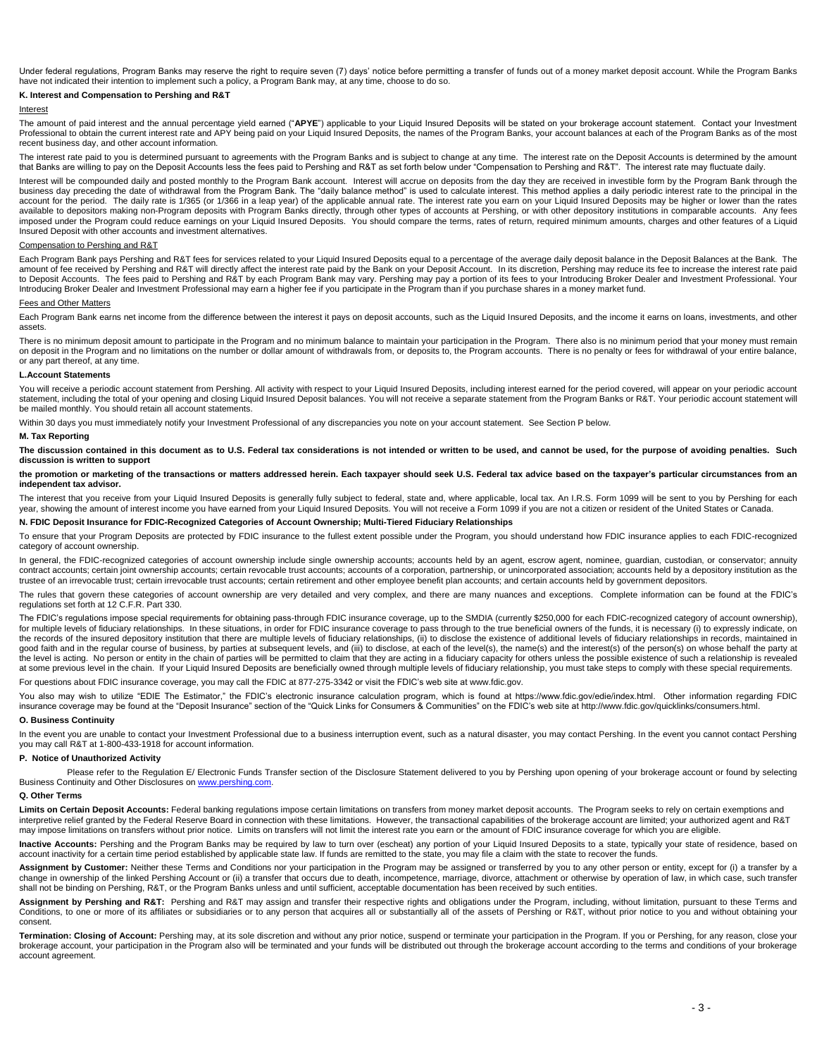Under federal regulations, Program Banks may reserve the right to require seven (7) days' notice before permitting a transfer of funds out of a money market deposit account. While the Program Banks have not indicated their intention to implement such a policy, a Program Bank may, at any time, choose to do so.

### K. Interest and Compensation to Pershing and R&T

Interest

The amount of paid interest and the annual percentage yield earned ("**APYE**") applicable to your Liquid Insured Deposits will be stated on your brokerage account statement. Contact your Investment Professional to obtain the current interest rate and APY being paid on your Liquid Insured Deposits, the names of the Program Banks, your account balances at each of the Program Banks as of the most recent business day, and other account information.

The interest rate paid to you is determined pursuant to agreements with the Program Banks and is subject to change at any time. The interest rate on the Deposit Accounts is determined by the amount that Banks are willing to pay on the Deposit Accounts less the fees paid to Pershing and R&T as set forth below under "Compensation to Pershing and R&T". The interest rate may fluctuate daily.

Interest will be compounded daily and posted monthly to the Program Bank account. Interest will accrue on deposits from the day they are received in investible form by the Program Bank through the business day preceding the date of withdrawal from the Program Bank. The "daily balance method" is used to calculate interest. This method applies a daily periodic interest rate to the principal in the account for the period. The daily rate is 1/365 (or 1/366 in a leap year) of the applicable annual rate. The interest rate you earn on your Liquid Insured Deposits may be higher or lower than the rates available to depositors making non-Program deposits with Program Banks directly, through other types of accounts at Pershing, or with other depository institutions in comparable accounts. Any fees imposed under the Program could reduce earnings on your Liquid Insured Deposits. You should compare the terms, rates of return, required minimum amounts, charges and other features of a Liquid Insured Deposit with other accounts and investment alternatives.

Compensation to Pershing and R&T

Each Program Bank pays Pershing and R&T fees for services related to your Liquid Insured Deposits equal to a percentage of the average daily deposit balance in the Deposit Balances at the Bank. The amount of fee received by Pershing and R&T will directly affect the interest rate paid by the Bank on your Deposit Account. In its discretion, Pershing may reduce its fee to increase the interest rate paid to Deposit Accounts. The fees paid to Pershing and R&T by each Program Bank may vary. Pershing may pay a portion of its fees to your Introducing Broker Dealer and Investment Professional. Your Introducing Broker Dealer and Investment Professional may earn a higher fee if you participate in the Program than if you purchase shares in a money market fund.

Fees and Other Matters

Each Program Bank earns net income from the difference between the interest it pays on deposit accounts, such as the Liquid Insured Deposits, and the income it earns on loans, investments, and other assets.

There is no minimum deposit amount to participate in the Program and no minimum balance to maintain your participation in the Program. There also is no minimum period that your money must remain on deposit in the Program and no limitations on the number or dollar amount of withdrawals from, or deposits to, the Program accounts. There is no penalty or fees for withdrawal of your entire balance, or any part thereof, at any time.

### L.Account Statements

You will receive a periodic account statement from Pershing. All activity with respect to your Liquid Insured Deposits, including interest earned for the period covered, will appear on your periodic account statement, including the total of your opening and closing Liquid Insured Deposit balances. You will not receive a separate statement from the Program Banks or R&T. Your periodic account statement will be mailed monthly. You should retain all account statements.

Within 30 days you must immediately notify your Investment Professional of any discrepancies you note on your account statement. See Section P below.

### M. Tax Reporting

**The discussion contained in this document as to U.S. Federal tax considerations is not intended or written to be used, and cannot be used, for the purpose of avoiding penalties. Such discussion is written to support**

**the promotion or marketing of the transactions or matters addressed herein. Each taxpayer should seek U.S. Federal tax advice based on the taxpayer's particular circumstances from an independent tax advisor.**

The interest that you receive from your Liquid Insured Deposits is generally fully subject to federal, state and, where applicable, local tax. An I.R.S. Form 1099 will be sent to you by Pershing for each year, showing the amount of interest income you have earned from your Liquid Insured Deposits. You will not receive a Form 1099 if you are not a citizen or resident of the United States or Canada.

### N. FDIC Deposit Insurance for FDIC-Recognized Categories of Account Ownership; Multi-Tiered Fiduciary Relationships

To ensure that your Program Deposits are protected by FDIC insurance to the fullest extent possible under the Program, you should understand how FDIC insurance applies to each FDIC-recognized category of account ownership.

In general, the FDIC-recognized categories of account ownership include single ownership accounts; accounts held by an agent, escrow agent, nominee, guardian, custodian, or conservator; annuity contract accounts; certain joint ownership accounts; certain revocable trust accounts; accounts of a corporation, partnership, or unincorporated association; accounts held by a depository institution as the trustee of an irrevocable trust; certain irrevocable trust accounts; certain retirement and other employee benefit plan accounts; and certain accounts held by government depositors.

The rules that govern these categories of account ownership are very detailed and very complex, and there are many nuances and exceptions. Complete information can be found at the FDIC's regulations set forth at 12 C.F.R. Part 330.

The FDIC's regulations impose special requirements for obtaining pass-through FDIC insurance coverage, up to the SMDIA (currently $250,000 for each FDIC-recognized category of account ownership), for multiple levels of fiduciary relationships. In these situations, in order for FDIC insurance coverage to pass through to the true beneficial owners of the funds, it is necessary (i) to expressly indicate, on the records of the insured depository institution that there are multiple levels of fiduciary relationships, (ii) to disclose the existence of additional levels of fiduciary relationships in records, maintained in good faith and in the regular course of business, by parties at subsequent levels, and (iii) to disclose, at each of the level(s), the name(s) and the interest(s) of the person(s) on whose behalf the party at the level is acting. No person or entity in the chain of parties will be permitted to claim that they are acting in a fiduciary capacity for others unless the possible existence of such a relationship is revealed at some previous level in the chain. If your Liquid Insured Deposits are beneficially owned through multiple levels of fiduciary relationship, you must take steps to comply with these special requirements.

For questions about FDIC insurance coverage, you may call the FDIC at 877-275-3342 or visit the FDIC's web site at www.fdic.gov.

You also may wish to utilize "EDIE The Estimator," the FDIC's electronic insurance calculation program, which is found at https://www.fdic.gov/edie/index.html. Other information regarding FDIC insurance coverage may be found at the "Deposit Insurance" section of the "Quick Links for Consumers & Communities" on the FDIC's web site at http://www.fdic.gov/quicklinks/consumers.html.

### O. Business Continuity

In the event you are unable to contact your Investment Professional due to a business interruption event, such as a natural disaster, you may contact Pershing. In the event you cannot contact Pershing you may call R&T at 1-800-433-1918 for account information.

### P. Notice of Unauthorized Activity

Please refer to the Regulation E/ Electronic Funds Transfer section of the Disclosure Statement delivered to you by Pershing upon opening of your brokerage account or found by selecting Business Continuity and Other Disclosures on www.pershing.com.

### Q. Other Terms

**Limits on Certain Deposit Accounts:** Federal banking regulations impose certain limitations on transfers from money market deposit accounts. The Program seeks to rely on certain exemptions and interpretive relief granted by the Federal Reserve Board in connection with these limitations. However, the transactional capabilities of the brokerage account are limited; your authorized agent and R&T may impose limitations on transfers without prior notice. Limits on transfers will not limit the interest rate you earn or the amount of FDIC insurance coverage for which you are eligible.

**Inactive Accounts:** Pershing and the Program Banks may be required by law to turn over (escheat) any portion of your Liquid Insured Deposits to a state, typically your state of residence, based on account inactivity for a certain time period established by applicable state law. If funds are remitted to the state, you may file a claim with the state to recover the funds.

**Assignment by Customer:** Neither these Terms and Conditions nor your participation in the Program may be assigned or transferred by you to any other person or entity, except for (i) a transfer by a change in ownership of the linked Pershing Account or (ii) a transfer that occurs due to death, incompetence, marriage, divorce, attachment or otherwise by operation of law, in which case, such transfer shall not be binding on Pershing, R&T, or the Program Banks unless and until sufficient, acceptable documentation has been received by such entities.

**Assignment by Pershing and R&T:** Pershing and R&T may assign and transfer their respective rights and obligations under the Program, including, without limitation, pursuant to these Terms and Conditions, to one or more of its affiliates or subsidiaries or to any person that acquires all or substantially all of the assets of Pershing or R&T, without prior notice to you and without obtaining your consent.

**Termination: Closing of Account:** Pershing may, at its sole discretion and without any prior notice, suspend or terminate your participation in the Program. If you or Pershing, for any reason, close your brokerage account, your participation in the Program also will be terminated and your funds will be distributed out through the brokerage account according to the terms and conditions of your brokerage account agreement.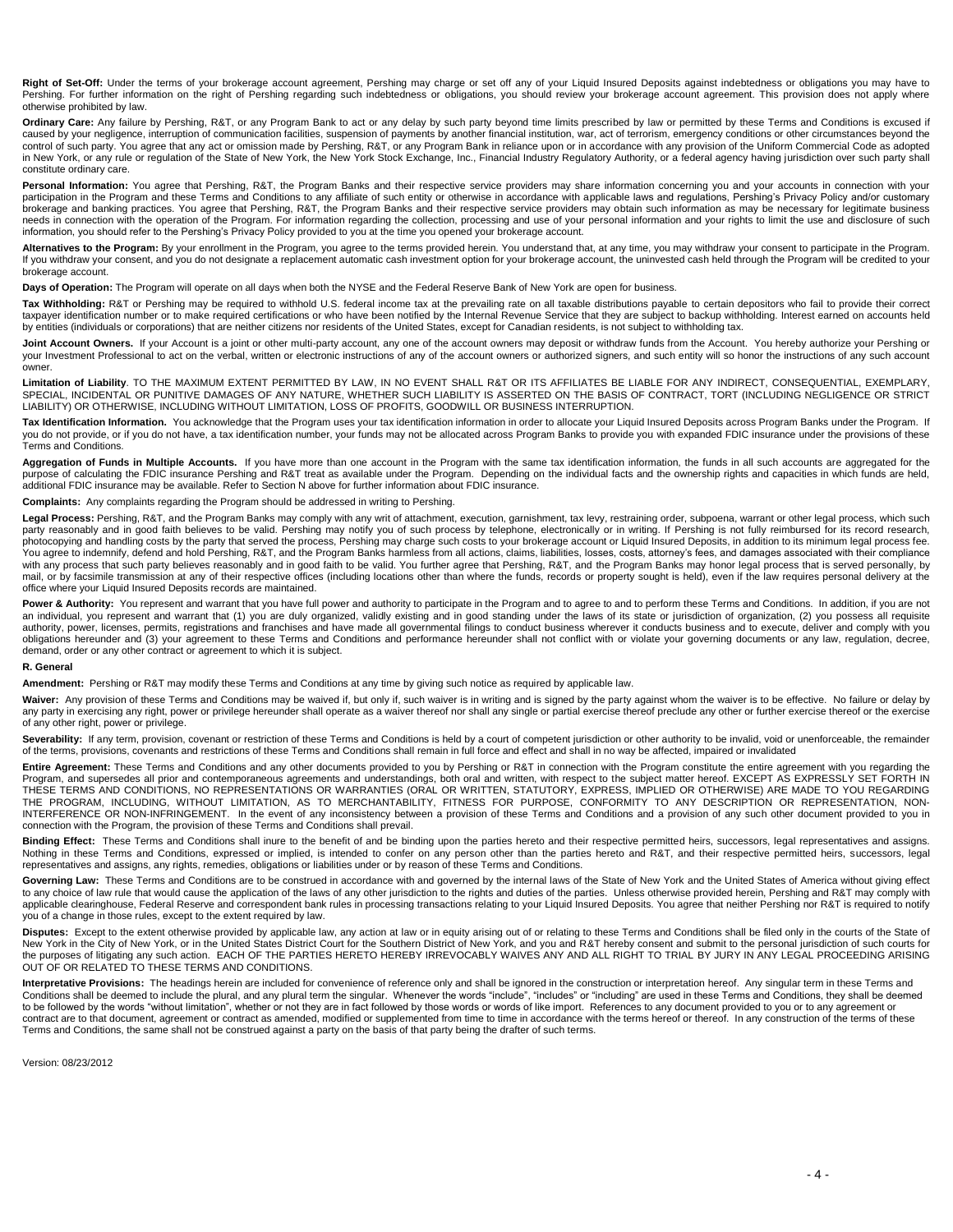**Right of Set-Off:** Under the terms of your brokerage account agreement, Pershing may charge or set off any of your Liquid Insured Deposits against indebtedness or obligations you may have to Pershing. For further information on the right of Pershing regarding such indebtedness or obligations, you should review your brokerage account agreement. This provision does not apply where otherwise prohibited by law.

**Ordinary Care:** Any failure by Pershing, R&T, or any Program Bank to act or any delay by such party beyond time limits prescribed by law or permitted by these Terms and Conditions is excused if caused by your negligence, interruption of communication facilities, suspension of payments by another financial institution, war, act of terrorism, emergency conditions or other circumstances beyond the control of such party. You agree that any act or omission made by Pershing, R&T, or any Program Bank in reliance upon or in accordance with any provision of the Uniform Commercial Code as adopted in New York, or any rule or regulation of the State of New York, the New York Stock Exchange, Inc., Financial Industry Regulatory Authority, or a federal agency having jurisdiction over such party shall constitute ordinary care.

**Personal Information:** You agree that Pershing, R&T, the Program Banks and their respective service providers may share information concerning you and your accounts in connection with your participation in the Program and these Terms and Conditions to any affiliate of such entity or otherwise in accordance with applicable laws and regulations, Pershing's Privacy Policy and/or customary brokerage and banking practices. You agree that Pershing, R&T, the Program Banks and their respective service providers may obtain such information as may be necessary for legitimate business needs in connection with the operation of the Program. For information regarding the collection, processing and use of your personal information and your rights to limit the use and disclosure of such information, you should refer to the Pershing's Privacy Policy provided to you at the time you opened your brokerage account.

**Alternatives to the Program:** By your enrollment in the Program, you agree to the terms provided herein. You understand that, at any time, you may withdraw your consent to participate in the Program. If you withdraw your consent, and you do not designate a replacement automatic cash investment option for your brokerage account, the uninvested cash held through the Program will be credited to your brokerage account.

**Days of Operation:** The Program will operate on all days when both the NYSE and the Federal Reserve Bank of New York are open for business.

**Tax Withholding:** R&T or Pershing may be required to withhold U.S. federal income tax at the prevailing rate on all taxable distributions payable to certain depositors who fail to provide their correct taxpayer identification number or to make required certifications or who have been notified by the Internal Revenue Service that they are subject to backup withholding. Interest earned on accounts held by entities (individuals or corporations) that are neither citizens nor residents of the United States, except for Canadian residents, is not subject to withholding tax.

**Joint Account Owners.** If your Account is a joint or other multi-party account, any one of the account owners may deposit or withdraw funds from the Account. You hereby authorize your Pershing or your Investment Professional to act on the verbal, written or electronic instructions of any of the account owners or authorized signers, and such entity will so honor the instructions of any such account owner.

**Limitation of Liability**. TO THE MAXIMUM EXTENT PERMITTED BY LAW, IN NO EVENT SHALL R&T OR ITS AFFILIATES BE LIABLE FOR ANY INDIRECT, CONSEQUENTIAL, EXEMPLARY, SPECIAL, INCIDENTAL OR PUNITIVE DAMAGES OF ANY NATURE, WHETHER SUCH LIABILITY IS ASSERTED ON THE BASIS OF CONTRACT, TORT (INCLUDING NEGLIGENCE OR STRICT LIABILITY) OR OTHERWISE, INCLUDING WITHOUT LIMITATION, LOSS OF PROFITS, GOODWILL OR BUSINESS INTERRUPTION.

**Tax Identification Information.** You acknowledge that the Program uses your tax identification information in order to allocate your Liquid Insured Deposits across Program Banks under the Program. If you do not provide, or if you do not have, a tax identification number, your funds may not be allocated across Program Banks to provide you with expanded FDIC insurance under the provisions of these Terms and Conditions.

**Aggregation of Funds in Multiple Accounts.** If you have more than one account in the Program with the same tax identification information, the funds in all such accounts are aggregated for the purpose of calculating the FDIC insurance Pershing and R&T treat as available under the Program. Depending on the individual facts and the ownership rights and capacities in which funds are held, additional FDIC insurance may be available. Refer to Section N above for further information about FDIC insurance.

**Complaints:** Any complaints regarding the Program should be addressed in writing to Pershing.

**Legal Process:** Pershing, R&T, and the Program Banks may comply with any writ of attachment, execution, garnishment, tax levy, restraining order, subpoena, warrant or other legal process, which such party reasonably and in good faith believes to be valid. Pershing may notify you of such process by telephone, electronically or in writing. If Pershing is not fully reimbursed for its record research, photocopying and handling costs by the party that served the process, Pershing may charge such costs to your brokerage account or Liquid Insured Deposits, in addition to its minimum legal process fee. You agree to indemnify, defend and hold Pershing, R&T, and the Program Banks harmless from all actions, claims, liabilities, losses, costs, attorney's fees, and damages associated with their compliance with any process that such party believes reasonably and in good faith to be valid. You further agree that Pershing, R&T, and the Program Banks may honor legal process that is served personally, by mail, or by facsimile transmission at any of their respective offices (including locations other than where the funds, records or property sought is held), even if the law requires personal delivery at the office where your Liquid Insured Deposits records are maintained.

**Power & Authority:** You represent and warrant that you have full power and authority to participate in the Program and to agree to and to perform these Terms and Conditions. In addition, if you are not an individual, you represent and warrant that (1) you are duly organized, validly existing and in good standing under the laws of its state or jurisdiction of organization, (2) you possess all requisite authority, power, licenses, permits, registrations and franchises and have made all governmental filings to conduct business wherever it conducts business and to execute, deliver and comply with you obligations hereunder and (3) your agreement to these Terms and Conditions and performance hereunder shall not conflict with or violate your governing documents or any law, regulation, decree, demand, order or any other contract or agreement to which it is subject.

## R. General

**Amendment:** Pershing or R&T may modify these Terms and Conditions at any time by giving such notice as required by applicable law.

**Waiver:** Any provision of these Terms and Conditions may be waived if, but only if, such waiver is in writing and is signed by the party against whom the waiver is to be effective. No failure or delay by any party in exercising any right, power or privilege hereunder shall operate as a waiver thereof nor shall any single or partial exercise thereof preclude any other or further exercise thereof or the exercise of any other right, power or privilege.

**Severability:** If any term, provision, covenant or restriction of these Terms and Conditions is held by a court of competent jurisdiction or other authority to be invalid, void or unenforceable, the remainder of the terms, provisions, covenants and restrictions of these Terms and Conditions shall remain in full force and effect and shall in no way be affected, impaired or invalidated

**Entire Agreement:** These Terms and Conditions and any other documents provided to you by Pershing or R&T in connection with the Program constitute the entire agreement with you regarding the Program, and supersedes all prior and contemporaneous agreements and understandings, both oral and written, with respect to the subject matter hereof. EXCEPT AS EXPRESSLY SET FORTH IN THESE TERMS AND CONDITIONS, NO REPRESENTATIONS OR WARRANTIES (ORAL OR WRITTEN, STATUTORY, EXPRESS, IMPLIED OR OTHERWISE) ARE MADE TO YOU REGARDING THE PROGRAM, INCLUDING, WITHOUT LIMITATION, AS TO MERCHANTABILITY, FITNESS FOR PURPOSE, CONFORMITY TO ANY DESCRIPTION OR REPRESENTATION, NON-INTERFERENCE OR NON-INFRINGEMENT. In the event of any inconsistency between a provision of these Terms and Conditions and a provision of any such other document provided to you in connection with the Program, the provision of these Terms and Conditions shall prevail.

**Binding Effect:** These Terms and Conditions shall inure to the benefit of and be binding upon the parties hereto and their respective permitted heirs, successors, legal representatives and assigns. Nothing in these Terms and Conditions, expressed or implied, is intended to confer on any person other than the parties hereto and R&T, and their respective permitted heirs, successors, legal representatives and assigns, any rights, remedies, obligations or liabilities under or by reason of these Terms and Conditions.

**Governing Law:** These Terms and Conditions are to be construed in accordance with and governed by the internal laws of the State of New York and the United States of America without giving effect to any choice of law rule that would cause the application of the laws of any other jurisdiction to the rights and duties of the parties. Unless otherwise provided herein, Pershing and R&T may comply with applicable clearinghouse, Federal Reserve and correspondent bank rules in processing transactions relating to your Liquid Insured Deposits. You agree that neither Pershing nor R&T is required to notify you of a change in those rules, except to the extent required by law.

**Disputes:** Except to the extent otherwise provided by applicable law, any action at law or in equity arising out of or relating to these Terms and Conditions shall be filed only in the courts of the State of New York in the City of New York, or in the United States District Court for the Southern District of New York, and you and R&T hereby consent and submit to the personal jurisdiction of such courts for the purposes of litigating any such action. EACH OF THE PARTIES HERETO HEREBY IRREVOCABLY WAIVES ANY AND ALL RIGHT TO TRIAL BY JURY IN ANY LEGAL PROCEEDING ARISING OUT OF OR RELATED TO THESE TERMS AND CONDITIONS.

**Interpretative Provisions:** The headings herein are included for convenience of reference only and shall be ignored in the construction or interpretation hereof. Any singular term in these Terms and Conditions shall be deemed to include the plural, and any plural term the singular. Whenever the words "include", "includes" or "including" are used in these Terms and Conditions, they shall be deemed to be followed by the words "without limitation", whether or not they are in fact followed by those words or words of like import. References to any document provided to you or to any agreement or contract are to that document, agreement or contract as amended, modified or supplemented from time to time in accordance with the terms hereof or thereof. In any construction of the terms of these Terms and Conditions, the same shall not be construed against a party on the basis of that party being the drafter of such terms.

Version: 08/23/2012